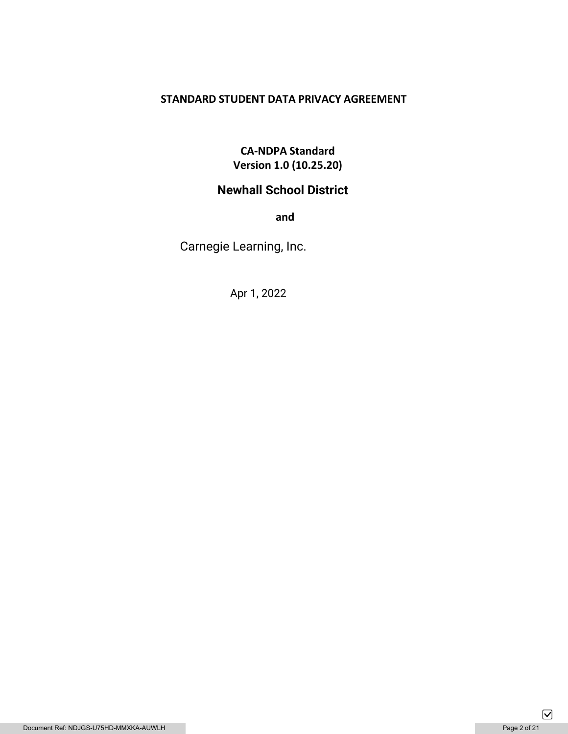# STANDARD STUDENT DATA PRIVACY AGREEMENT

**CA-NDPA Standard**
**Version 1.0 (10.25.20)**

## Newhall School District

**and**

Carnegie Learning, Inc.

Apr 1, 2022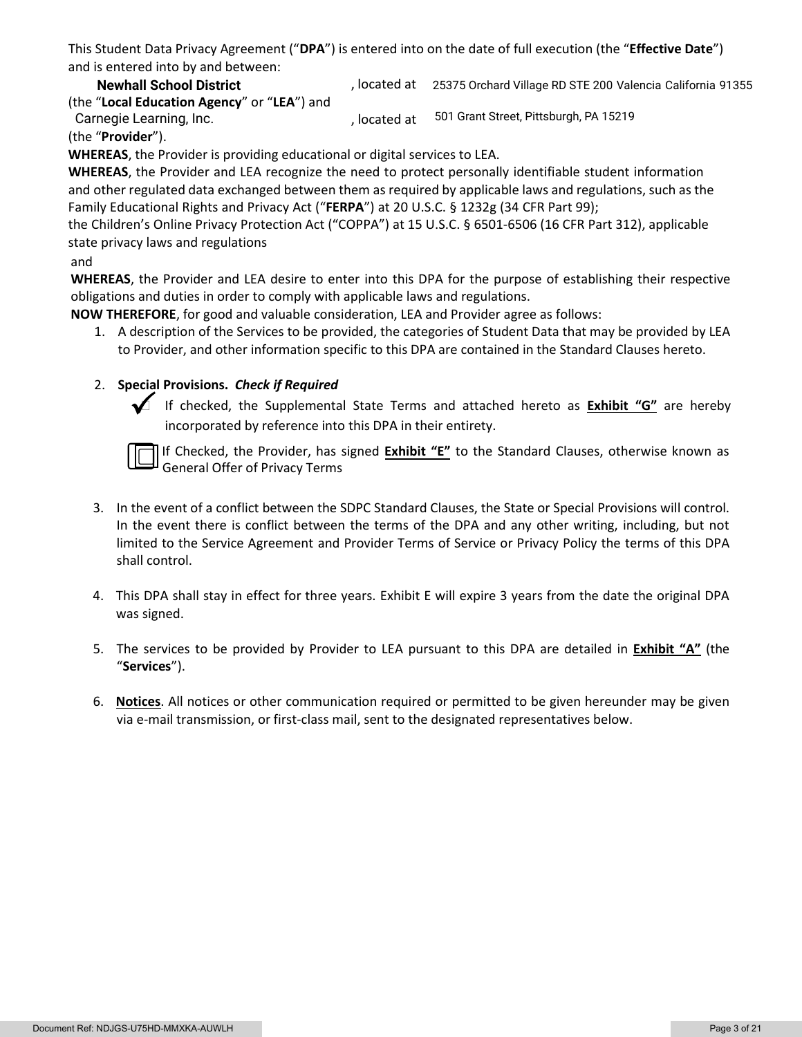This Student Data Privacy Agreement ("**DPA**") is entered into on the date of full execution (the "**Effective Date**") and is entered into by and between:

**Newhall School District**, located at 25375 Orchard Village RD STE 200 Valencia California 91355 (the "**Local Education Agency**" or "**LEA**") and Carnegie Learning, Inc., located at 501 Grant Street, Pittsburgh, PA 15219 (the "**Provider**").

**WHEREAS**, the Provider is providing educational or digital services to LEA.

**WHEREAS**, the Provider and LEA recognize the need to protect personally identifiable student information and other regulated data exchanged between them as required by applicable laws and regulations, such as the Family Educational Rights and Privacy Act ("**FERPA**") at 20 U.S.C. § 1232g (34 CFR Part 99); the Children's Online Privacy Protection Act ("COPPA") at 15 U.S.C. § 6501-6506 (16 CFR Part 312), applicable state privacy laws and regulations and

**WHEREAS**, the Provider and LEA desire to enter into this DPA for the purpose of establishing their respective obligations and duties in order to comply with applicable laws and regulations.

**NOW THEREFORE**, for good and valuable consideration, LEA and Provider agree as follows:

1. A description of the Services to be provided, the categories of Student Data that may be provided by LEA to Provider, and other information specific to this DPA are contained in the Standard Clauses hereto.

2. **Special Provisions.** ***Check if Required***

   ☑ If checked, the Supplemental State Terms and attached hereto as **Exhibit "G"** are hereby incorporated by reference into this DPA in their entirety.

   ☐ If Checked, the Provider, has signed **Exhibit "E"** to the Standard Clauses, otherwise known as General Offer of Privacy Terms

3. In the event of a conflict between the SDPC Standard Clauses, the State or Special Provisions will control. In the event there is conflict between the terms of the DPA and any other writing, including, but not limited to the Service Agreement and Provider Terms of Service or Privacy Policy the terms of this DPA shall control.

4. This DPA shall stay in effect for three years. Exhibit E will expire 3 years from the date the original DPA was signed.

5. The services to be provided by Provider to LEA pursuant to this DPA are detailed in **Exhibit "A"** (the "**Services**").

6. **Notices**. All notices or other communication required or permitted to be given hereunder may be given via e-mail transmission, or first-class mail, sent to the designated representatives below.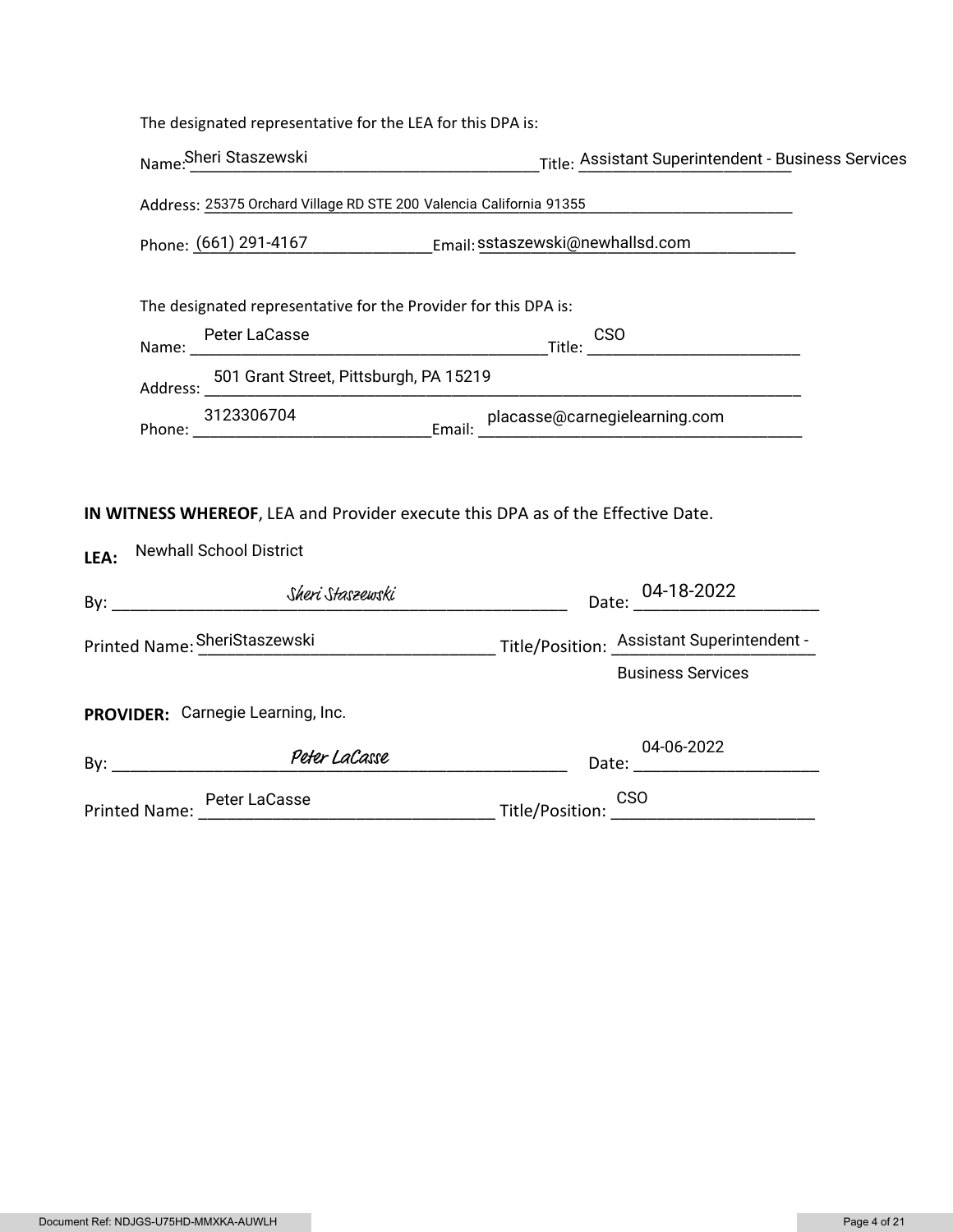The designated representative for the LEA for this DPA is:

Name: Sheri Staszewski Title: Assistant Superintendent - Business Services

Address: 25375 Orchard Village RD STE 200 Valencia California 91355

Phone: (661) 291-4167 Email: sstaszewski@newhallsd.com

The designated representative for the Provider for this DPA is:

Name: Peter LaCasse Title: CSO

Address: 501 Grant Street, Pittsburgh, PA 15219

Phone: 3123306704 Email: placasse@carnegielearning.com

**IN WITNESS WHEREOF**, LEA and Provider execute this DPA as of the Effective Date.

**LEA:** Newhall School District

By: *Sheri Staszewski* Date: 04-18-2022

Printed Name: SheriStaszewski Title/Position: Assistant Superintendent - Business Services

**PROVIDER:** Carnegie Learning, Inc.

By: *Peter LaCasse* Date: 04-06-2022

Printed Name: Peter LaCasse Title/Position: CSO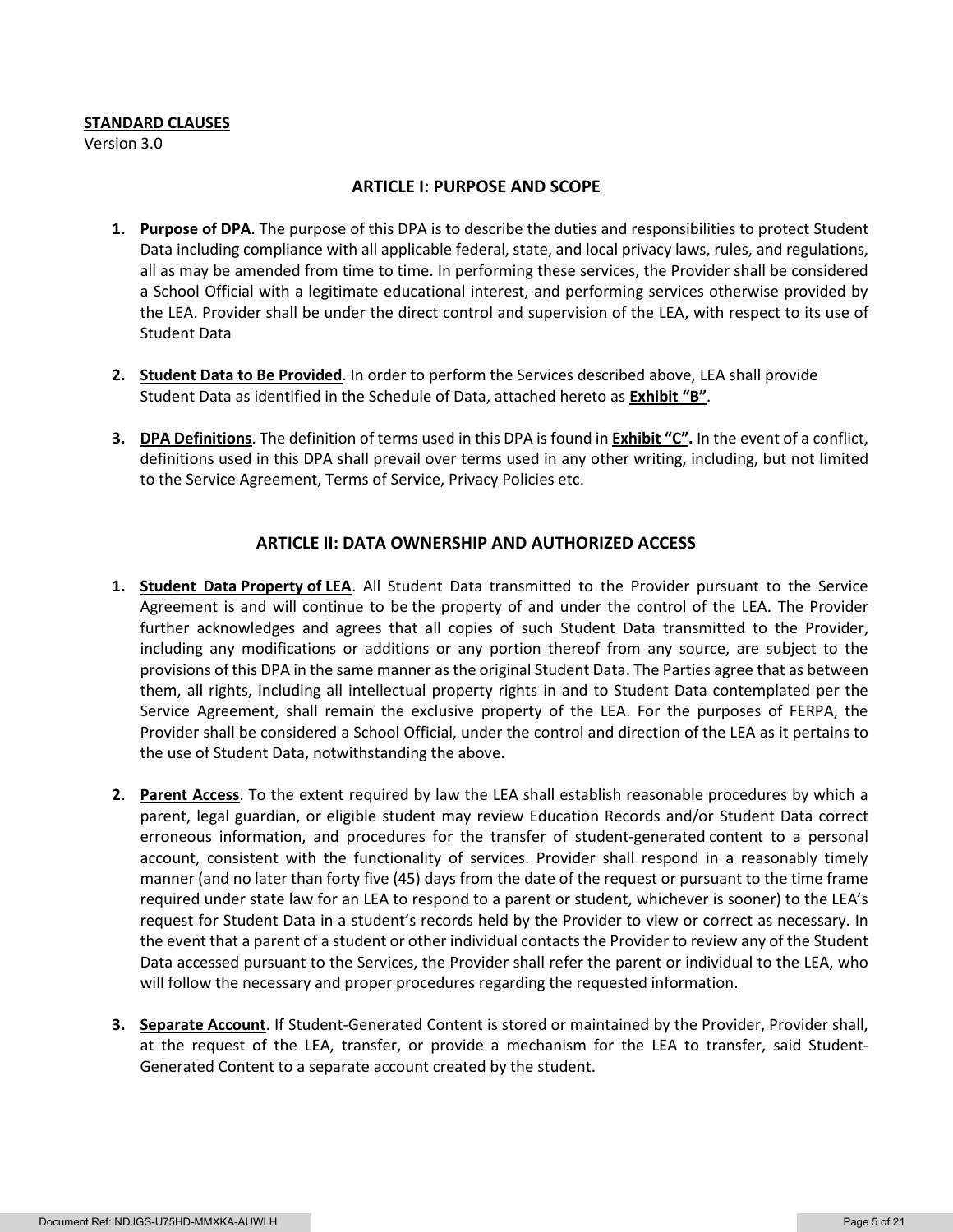**STANDARD CLAUSES**
Version 3.0

## ARTICLE I: PURPOSE AND SCOPE

1. **Purpose of DPA**. The purpose of this DPA is to describe the duties and responsibilities to protect Student Data including compliance with all applicable federal, state, and local privacy laws, rules, and regulations, all as may be amended from time to time. In performing these services, the Provider shall be considered a School Official with a legitimate educational interest, and performing services otherwise provided by the LEA. Provider shall be under the direct control and supervision of the LEA, with respect to its use of Student Data

2. **Student Data to Be Provided**. In order to perform the Services described above, LEA shall provide Student Data as identified in the Schedule of Data, attached hereto as **Exhibit "B"**.

3. **DPA Definitions**. The definition of terms used in this DPA is found in **Exhibit "C".** In the event of a conflict, definitions used in this DPA shall prevail over terms used in any other writing, including, but not limited to the Service Agreement, Terms of Service, Privacy Policies etc.

## ARTICLE II: DATA OWNERSHIP AND AUTHORIZED ACCESS

1. **Student Data Property of LEA**. All Student Data transmitted to the Provider pursuant to the Service Agreement is and will continue to be the property of and under the control of the LEA. The Provider further acknowledges and agrees that all copies of such Student Data transmitted to the Provider, including any modifications or additions or any portion thereof from any source, are subject to the provisions of this DPA in the same manner as the original Student Data. The Parties agree that as between them, all rights, including all intellectual property rights in and to Student Data contemplated per the Service Agreement, shall remain the exclusive property of the LEA. For the purposes of FERPA, the Provider shall be considered a School Official, under the control and direction of the LEA as it pertains to the use of Student Data, notwithstanding the above.

2. **Parent Access**. To the extent required by law the LEA shall establish reasonable procedures by which a parent, legal guardian, or eligible student may review Education Records and/or Student Data correct erroneous information, and procedures for the transfer of student-generated content to a personal account, consistent with the functionality of services. Provider shall respond in a reasonably timely manner (and no later than forty five (45) days from the date of the request or pursuant to the time frame required under state law for an LEA to respond to a parent or student, whichever is sooner) to the LEA's request for Student Data in a student's records held by the Provider to view or correct as necessary. In the event that a parent of a student or other individual contacts the Provider to review any of the Student Data accessed pursuant to the Services, the Provider shall refer the parent or individual to the LEA, who will follow the necessary and proper procedures regarding the requested information.

3. **Separate Account**. If Student-Generated Content is stored or maintained by the Provider, Provider shall, at the request of the LEA, transfer, or provide a mechanism for the LEA to transfer, said Student-Generated Content to a separate account created by the student.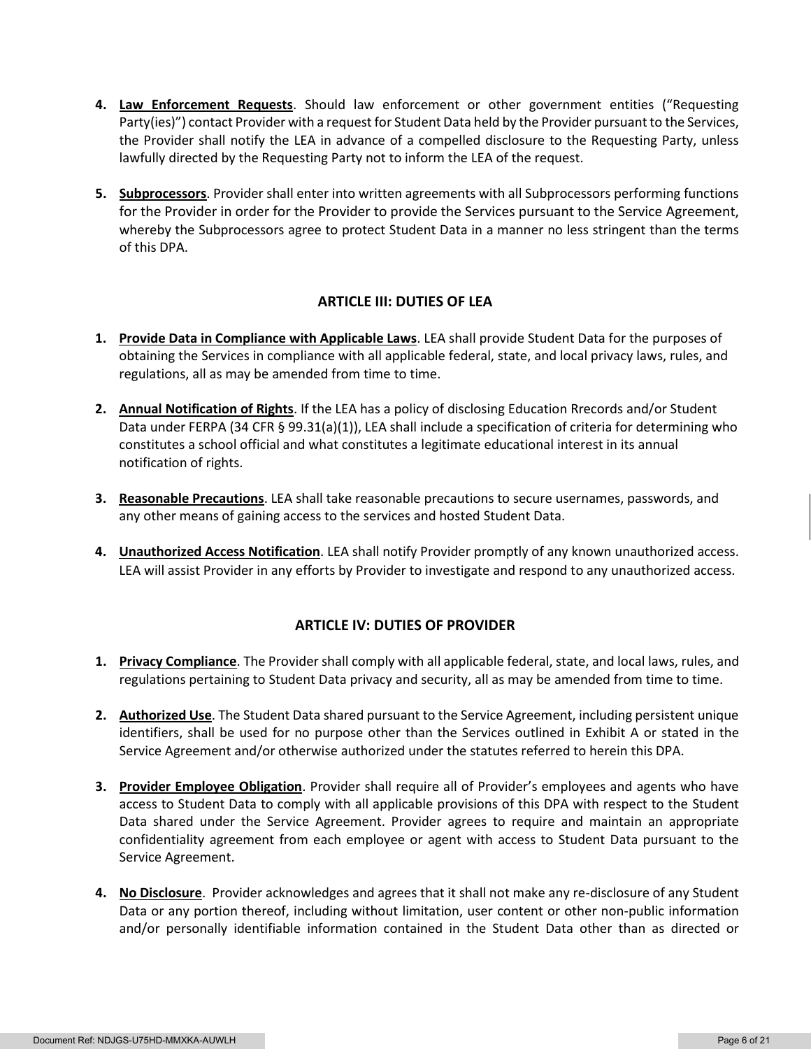4. **Law Enforcement Requests**. Should law enforcement or other government entities ("Requesting Party(ies)") contact Provider with a request for Student Data held by the Provider pursuant to the Services, the Provider shall notify the LEA in advance of a compelled disclosure to the Requesting Party, unless lawfully directed by the Requesting Party not to inform the LEA of the request.

5. **Subprocessors**. Provider shall enter into written agreements with all Subprocessors performing functions for the Provider in order for the Provider to provide the Services pursuant to the Service Agreement, whereby the Subprocessors agree to protect Student Data in a manner no less stringent than the terms of this DPA.

## ARTICLE III: DUTIES OF LEA

1. **Provide Data in Compliance with Applicable Laws**. LEA shall provide Student Data for the purposes of obtaining the Services in compliance with all applicable federal, state, and local privacy laws, rules, and regulations, all as may be amended from time to time.

2. **Annual Notification of Rights**. If the LEA has a policy of disclosing Education Rrecords and/or Student Data under FERPA (34 CFR § 99.31(a)(1)), LEA shall include a specification of criteria for determining who constitutes a school official and what constitutes a legitimate educational interest in its annual notification of rights.

3. **Reasonable Precautions**. LEA shall take reasonable precautions to secure usernames, passwords, and any other means of gaining access to the services and hosted Student Data.

4. **Unauthorized Access Notification**. LEA shall notify Provider promptly of any known unauthorized access. LEA will assist Provider in any efforts by Provider to investigate and respond to any unauthorized access.

## ARTICLE IV: DUTIES OF PROVIDER

1. **Privacy Compliance**. The Provider shall comply with all applicable federal, state, and local laws, rules, and regulations pertaining to Student Data privacy and security, all as may be amended from time to time.

2. **Authorized Use**. The Student Data shared pursuant to the Service Agreement, including persistent unique identifiers, shall be used for no purpose other than the Services outlined in Exhibit A or stated in the Service Agreement and/or otherwise authorized under the statutes referred to herein this DPA.

3. **Provider Employee Obligation**. Provider shall require all of Provider's employees and agents who have access to Student Data to comply with all applicable provisions of this DPA with respect to the Student Data shared under the Service Agreement. Provider agrees to require and maintain an appropriate confidentiality agreement from each employee or agent with access to Student Data pursuant to the Service Agreement.

4. **No Disclosure**. Provider acknowledges and agrees that it shall not make any re-disclosure of any Student Data or any portion thereof, including without limitation, user content or other non-public information and/or personally identifiable information contained in the Student Data other than as directed or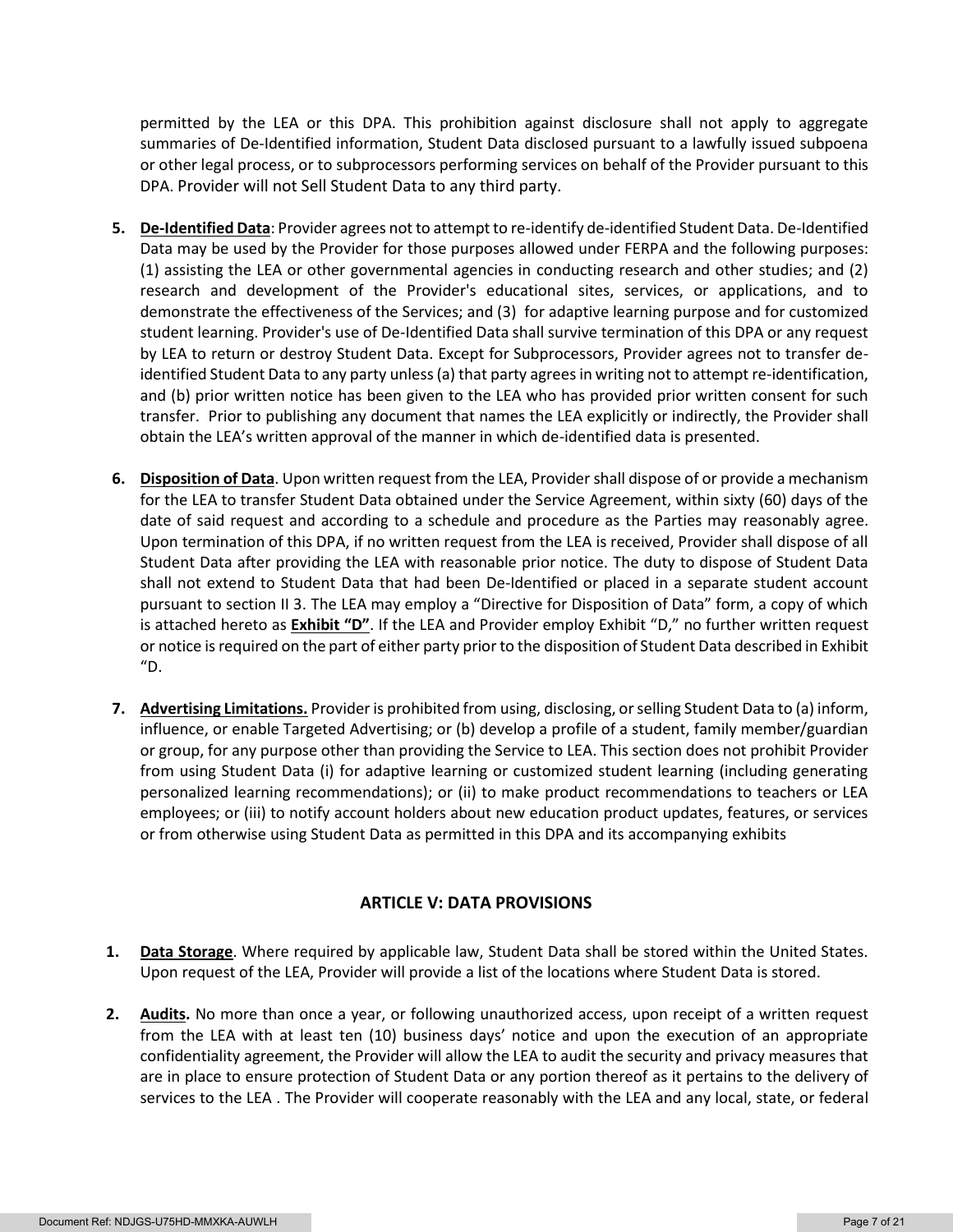permitted by the LEA or this DPA. This prohibition against disclosure shall not apply to aggregate summaries of De-Identified information, Student Data disclosed pursuant to a lawfully issued subpoena or other legal process, or to subprocessors performing services on behalf of the Provider pursuant to this DPA. Provider will not Sell Student Data to any third party.

5. **De-Identified Data**: Provider agrees not to attempt to re-identify de-identified Student Data. De-Identified Data may be used by the Provider for those purposes allowed under FERPA and the following purposes: (1) assisting the LEA or other governmental agencies in conducting research and other studies; and (2) research and development of the Provider's educational sites, services, or applications, and to demonstrate the effectiveness of the Services; and (3) for adaptive learning purpose and for customized student learning. Provider's use of De-Identified Data shall survive termination of this DPA or any request by LEA to return or destroy Student Data. Except for Subprocessors, Provider agrees not to transfer de-identified Student Data to any party unless (a) that party agrees in writing not to attempt re-identification, and (b) prior written notice has been given to the LEA who has provided prior written consent for such transfer. Prior to publishing any document that names the LEA explicitly or indirectly, the Provider shall obtain the LEA's written approval of the manner in which de-identified data is presented.

6. **Disposition of Data**. Upon written request from the LEA, Provider shall dispose of or provide a mechanism for the LEA to transfer Student Data obtained under the Service Agreement, within sixty (60) days of the date of said request and according to a schedule and procedure as the Parties may reasonably agree. Upon termination of this DPA, if no written request from the LEA is received, Provider shall dispose of all Student Data after providing the LEA with reasonable prior notice. The duty to dispose of Student Data shall not extend to Student Data that had been De-Identified or placed in a separate student account pursuant to section II 3. The LEA may employ a "Directive for Disposition of Data" form, a copy of which is attached hereto as **Exhibit "D"**. If the LEA and Provider employ Exhibit "D," no further written request or notice is required on the part of either party prior to the disposition of Student Data described in Exhibit "D.

7. **Advertising Limitations.** Provider is prohibited from using, disclosing, or selling Student Data to (a) inform, influence, or enable Targeted Advertising; or (b) develop a profile of a student, family member/guardian or group, for any purpose other than providing the Service to LEA. This section does not prohibit Provider from using Student Data (i) for adaptive learning or customized student learning (including generating personalized learning recommendations); or (ii) to make product recommendations to teachers or LEA employees; or (iii) to notify account holders about new education product updates, features, or services or from otherwise using Student Data as permitted in this DPA and its accompanying exhibits

## ARTICLE V: DATA PROVISIONS

1. **Data Storage**. Where required by applicable law, Student Data shall be stored within the United States. Upon request of the LEA, Provider will provide a list of the locations where Student Data is stored.

2. **Audits.** No more than once a year, or following unauthorized access, upon receipt of a written request from the LEA with at least ten (10) business days' notice and upon the execution of an appropriate confidentiality agreement, the Provider will allow the LEA to audit the security and privacy measures that are in place to ensure protection of Student Data or any portion thereof as it pertains to the delivery of services to the LEA . The Provider will cooperate reasonably with the LEA and any local, state, or federal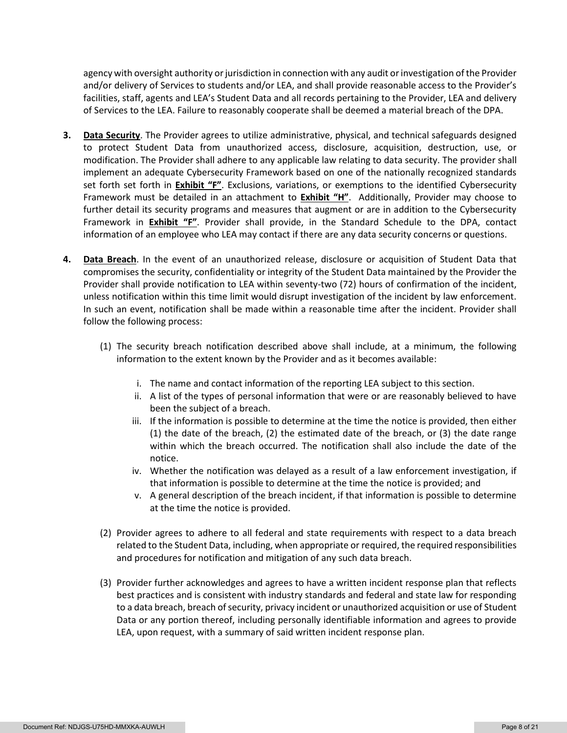agency with oversight authority or jurisdiction in connection with any audit or investigation of the Provider and/or delivery of Services to students and/or LEA, and shall provide reasonable access to the Provider's facilities, staff, agents and LEA's Student Data and all records pertaining to the Provider, LEA and delivery of Services to the LEA. Failure to reasonably cooperate shall be deemed a material breach of the DPA.

3. **Data Security**. The Provider agrees to utilize administrative, physical, and technical safeguards designed to protect Student Data from unauthorized access, disclosure, acquisition, destruction, use, or modification. The Provider shall adhere to any applicable law relating to data security. The provider shall implement an adequate Cybersecurity Framework based on one of the nationally recognized standards set forth set forth in **Exhibit "F"**. Exclusions, variations, or exemptions to the identified Cybersecurity Framework must be detailed in an attachment to **Exhibit "H"**. Additionally, Provider may choose to further detail its security programs and measures that augment or are in addition to the Cybersecurity Framework in **Exhibit "F"**. Provider shall provide, in the Standard Schedule to the DPA, contact information of an employee who LEA may contact if there are any data security concerns or questions.

4. **Data Breach**. In the event of an unauthorized release, disclosure or acquisition of Student Data that compromises the security, confidentiality or integrity of the Student Data maintained by the Provider the Provider shall provide notification to LEA within seventy-two (72) hours of confirmation of the incident, unless notification within this time limit would disrupt investigation of the incident by law enforcement. In such an event, notification shall be made within a reasonable time after the incident. Provider shall follow the following process:

   (1) The security breach notification described above shall include, at a minimum, the following information to the extent known by the Provider and as it becomes available:

      i. The name and contact information of the reporting LEA subject to this section.
      ii. A list of the types of personal information that were or are reasonably believed to have been the subject of a breach.
      iii. If the information is possible to determine at the time the notice is provided, then either (1) the date of the breach, (2) the estimated date of the breach, or (3) the date range within which the breach occurred. The notification shall also include the date of the notice.
      iv. Whether the notification was delayed as a result of a law enforcement investigation, if that information is possible to determine at the time the notice is provided; and
      v. A general description of the breach incident, if that information is possible to determine at the time the notice is provided.

   (2) Provider agrees to adhere to all federal and state requirements with respect to a data breach related to the Student Data, including, when appropriate or required, the required responsibilities and procedures for notification and mitigation of any such data breach.

   (3) Provider further acknowledges and agrees to have a written incident response plan that reflects best practices and is consistent with industry standards and federal and state law for responding to a data breach, breach of security, privacy incident or unauthorized acquisition or use of Student Data or any portion thereof, including personally identifiable information and agrees to provide LEA, upon request, with a summary of said written incident response plan.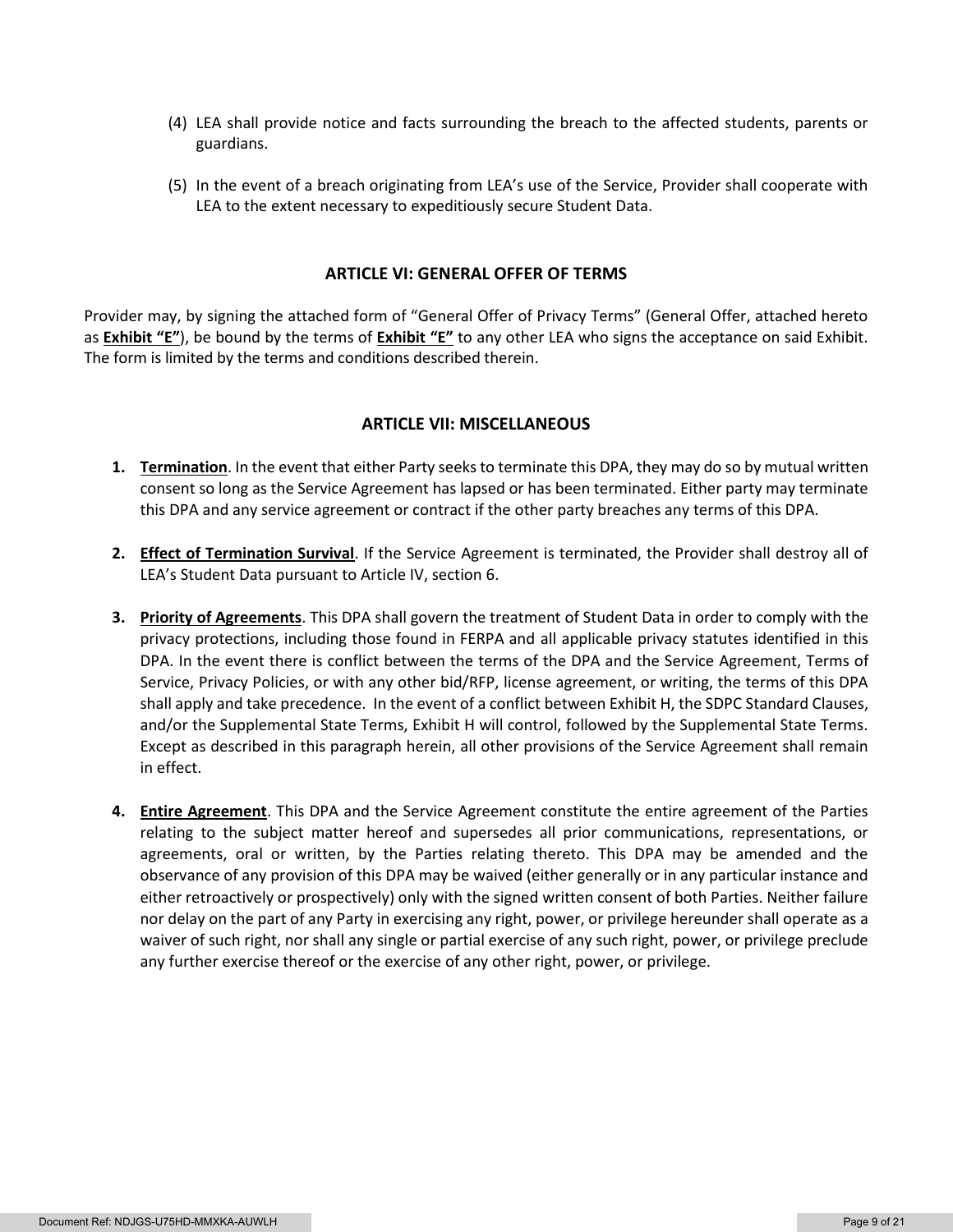(4) LEA shall provide notice and facts surrounding the breach to the affected students, parents or guardians.

(5) In the event of a breach originating from LEA's use of the Service, Provider shall cooperate with LEA to the extent necessary to expeditiously secure Student Data.

## ARTICLE VI: GENERAL OFFER OF TERMS

Provider may, by signing the attached form of "General Offer of Privacy Terms" (General Offer, attached hereto as **Exhibit "E"**), be bound by the terms of **Exhibit "E"** to any other LEA who signs the acceptance on said Exhibit. The form is limited by the terms and conditions described therein.

## ARTICLE VII: MISCELLANEOUS

1. **Termination**. In the event that either Party seeks to terminate this DPA, they may do so by mutual written consent so long as the Service Agreement has lapsed or has been terminated. Either party may terminate this DPA and any service agreement or contract if the other party breaches any terms of this DPA.

2. **Effect of Termination Survival**. If the Service Agreement is terminated, the Provider shall destroy all of LEA's Student Data pursuant to Article IV, section 6.

3. **Priority of Agreements**. This DPA shall govern the treatment of Student Data in order to comply with the privacy protections, including those found in FERPA and all applicable privacy statutes identified in this DPA. In the event there is conflict between the terms of the DPA and the Service Agreement, Terms of Service, Privacy Policies, or with any other bid/RFP, license agreement, or writing, the terms of this DPA shall apply and take precedence. In the event of a conflict between Exhibit H, the SDPC Standard Clauses, and/or the Supplemental State Terms, Exhibit H will control, followed by the Supplemental State Terms. Except as described in this paragraph herein, all other provisions of the Service Agreement shall remain in effect.

4. **Entire Agreement**. This DPA and the Service Agreement constitute the entire agreement of the Parties relating to the subject matter hereof and supersedes all prior communications, representations, or agreements, oral or written, by the Parties relating thereto. This DPA may be amended and the observance of any provision of this DPA may be waived (either generally or in any particular instance and either retroactively or prospectively) only with the signed written consent of both Parties. Neither failure nor delay on the part of any Party in exercising any right, power, or privilege hereunder shall operate as a waiver of such right, nor shall any single or partial exercise of any such right, power, or privilege preclude any further exercise thereof or the exercise of any other right, power, or privilege.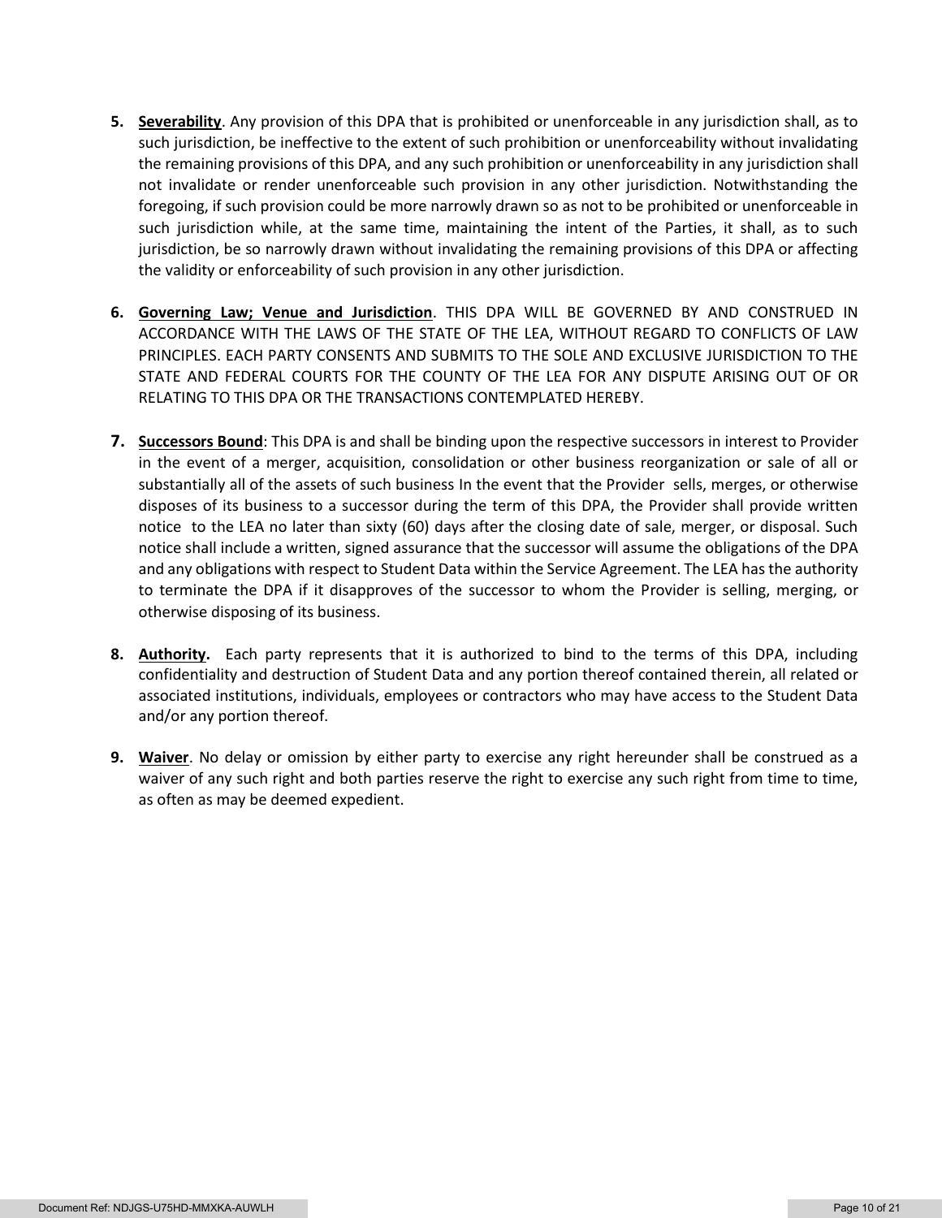5. **Severability**. Any provision of this DPA that is prohibited or unenforceable in any jurisdiction shall, as to such jurisdiction, be ineffective to the extent of such prohibition or unenforceability without invalidating the remaining provisions of this DPA, and any such prohibition or unenforceability in any jurisdiction shall not invalidate or render unenforceable such provision in any other jurisdiction. Notwithstanding the foregoing, if such provision could be more narrowly drawn so as not to be prohibited or unenforceable in such jurisdiction while, at the same time, maintaining the intent of the Parties, it shall, as to such jurisdiction, be so narrowly drawn without invalidating the remaining provisions of this DPA or affecting the validity or enforceability of such provision in any other jurisdiction.

6. **Governing Law; Venue and Jurisdiction**. THIS DPA WILL BE GOVERNED BY AND CONSTRUED IN ACCORDANCE WITH THE LAWS OF THE STATE OF THE LEA, WITHOUT REGARD TO CONFLICTS OF LAW PRINCIPLES. EACH PARTY CONSENTS AND SUBMITS TO THE SOLE AND EXCLUSIVE JURISDICTION TO THE STATE AND FEDERAL COURTS FOR THE COUNTY OF THE LEA FOR ANY DISPUTE ARISING OUT OF OR RELATING TO THIS DPA OR THE TRANSACTIONS CONTEMPLATED HEREBY.

7. **Successors Bound**: This DPA is and shall be binding upon the respective successors in interest to Provider in the event of a merger, acquisition, consolidation or other business reorganization or sale of all or substantially all of the assets of such business In the event that the Provider sells, merges, or otherwise disposes of its business to a successor during the term of this DPA, the Provider shall provide written notice to the LEA no later than sixty (60) days after the closing date of sale, merger, or disposal. Such notice shall include a written, signed assurance that the successor will assume the obligations of the DPA and any obligations with respect to Student Data within the Service Agreement. The LEA has the authority to terminate the DPA if it disapproves of the successor to whom the Provider is selling, merging, or otherwise disposing of its business.

8. **Authority.** Each party represents that it is authorized to bind to the terms of this DPA, including confidentiality and destruction of Student Data and any portion thereof contained therein, all related or associated institutions, individuals, employees or contractors who may have access to the Student Data and/or any portion thereof.

9. **Waiver**. No delay or omission by either party to exercise any right hereunder shall be construed as a waiver of any such right and both parties reserve the right to exercise any such right from time to time, as often as may be deemed expedient.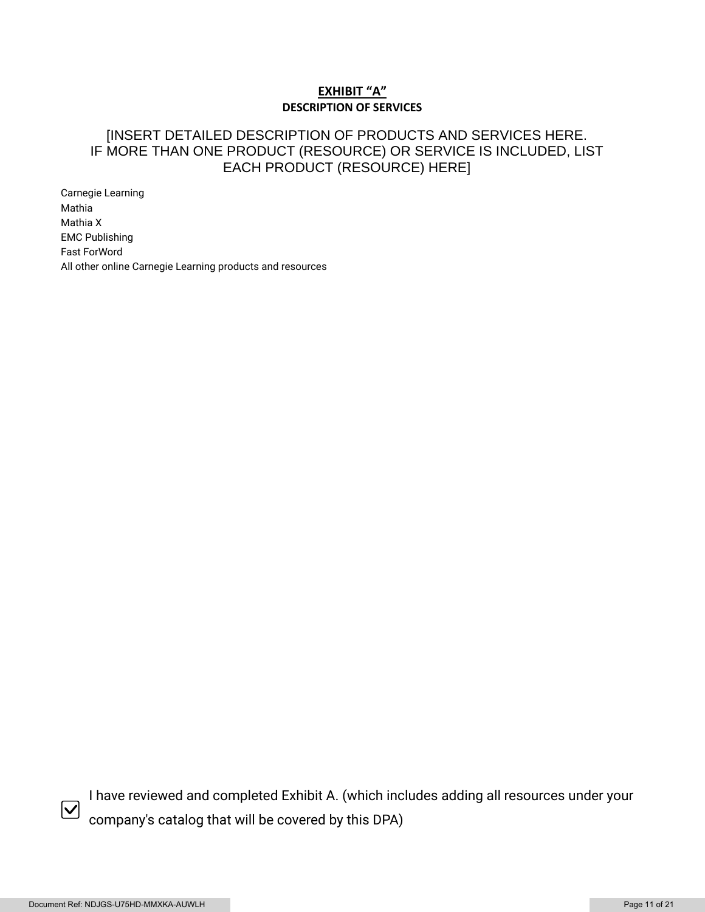## EXHIBIT "A"

### DESCRIPTION OF SERVICES

[INSERT DETAILED DESCRIPTION OF PRODUCTS AND SERVICES HERE. IF MORE THAN ONE PRODUCT (RESOURCE) OR SERVICE IS INCLUDED, LIST EACH PRODUCT (RESOURCE) HERE]

Carnegie Learning
Mathia
Mathia X
EMC Publishing
Fast ForWord
All other online Carnegie Learning products and resources

☑ I have reviewed and completed Exhibit A. (which includes adding all resources under your company's catalog that will be covered by this DPA)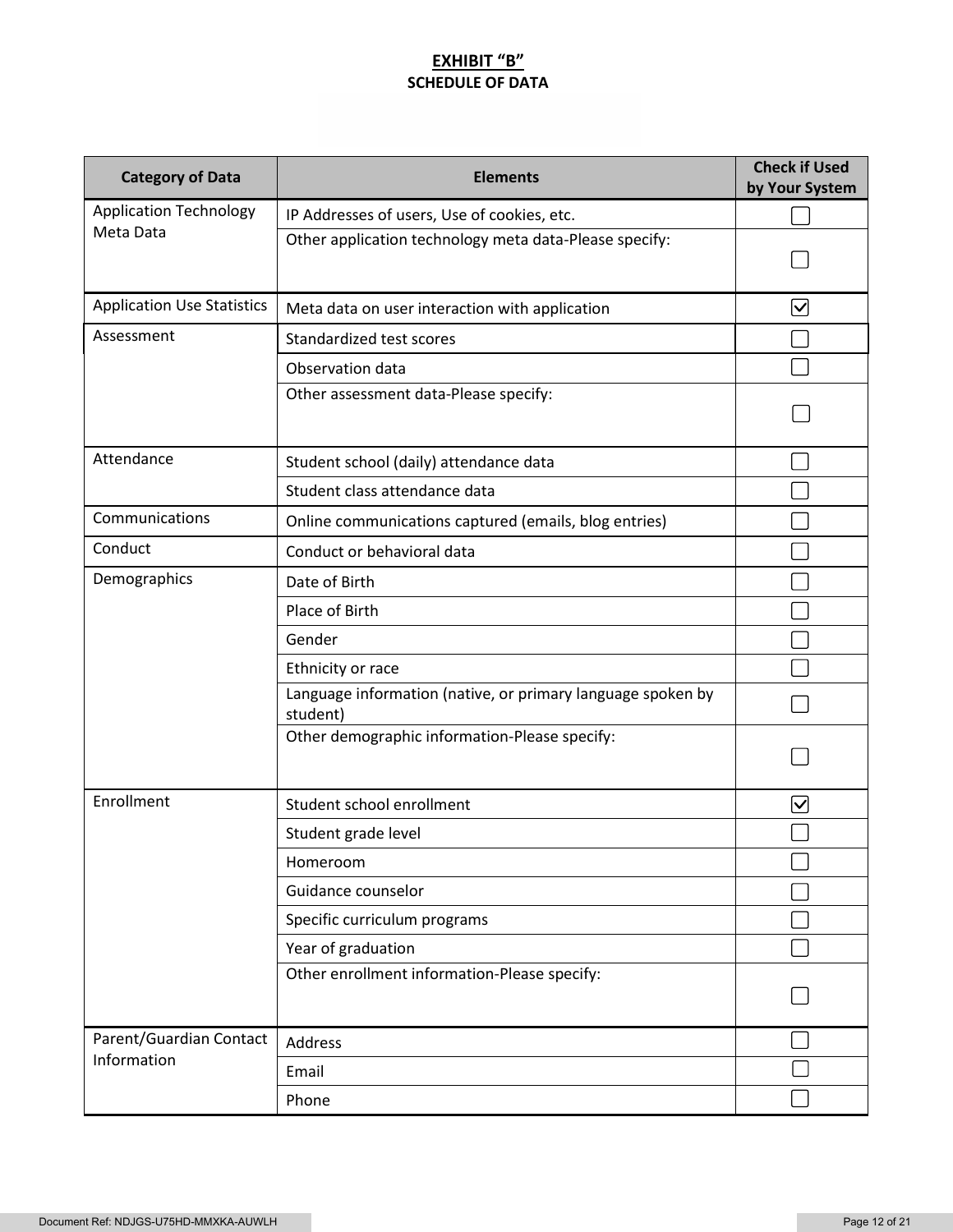**EXHIBIT "B"**

**SCHEDULE OF DATA**

| Category of Data | Elements | Check if Used by Your System |
|---|---|---|
| Application Technology Meta Data | IP Addresses of users, Use of cookies, etc. | ☐ |
| | Other application technology meta data-Please specify: | ☐ |
| Application Use Statistics | Meta data on user interaction with application | ☑ |
| Assessment | Standardized test scores | ☐ |
| | Observation data | ☐ |
| | Other assessment data-Please specify: | ☐ |
| Attendance | Student school (daily) attendance data | ☐ |
| | Student class attendance data | ☐ |
| Communications | Online communications captured (emails, blog entries) | ☐ |
| Conduct | Conduct or behavioral data | ☐ |
| Demographics | Date of Birth | ☐ |
| | Place of Birth | ☐ |
| | Gender | ☐ |
| | Ethnicity or race | ☐ |
| | Language information (native, or primary language spoken by student) | ☐ |
| | Other demographic information-Please specify: | ☐ |
| Enrollment | Student school enrollment | ☑ |
| | Student grade level | ☐ |
| | Homeroom | ☐ |
| | Guidance counselor | ☐ |
| | Specific curriculum programs | ☐ |
| | Year of graduation | ☐ |
| | Other enrollment information-Please specify: | ☐ |
| Parent/Guardian Contact Information | Address | ☐ |
| | Email | ☐ |
| | Phone | ☐ |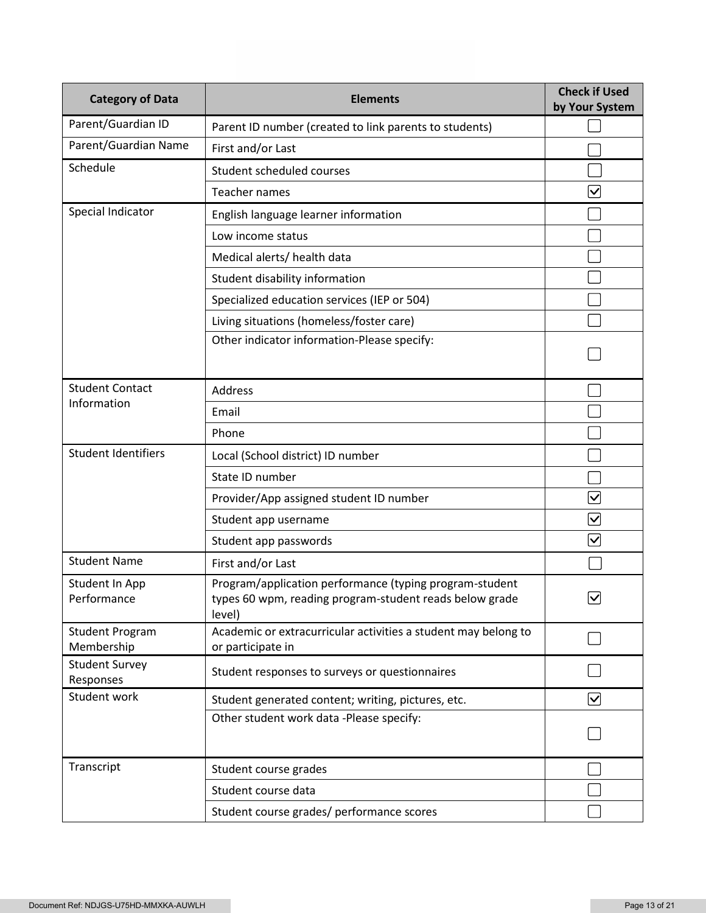| Category of Data | Elements | Check if Used by Your System |
|---|---|---|
| Parent/Guardian ID | Parent ID number (created to link parents to students) | ☐ |
| Parent/Guardian Name | First and/or Last | ☐ |
| Schedule | Student scheduled courses | ☐ |
| | Teacher names | ☑ |
| Special Indicator | English language learner information | ☐ |
| | Low income status | ☐ |
| | Medical alerts/ health data | ☐ |
| | Student disability information | ☐ |
| | Specialized education services (IEP or 504) | ☐ |
| | Living situations (homeless/foster care) | ☐ |
| | Other indicator information-Please specify: | ☐ |
| Student Contact Information | Address | ☐ |
| | Email | ☐ |
| | Phone | ☐ |
| Student Identifiers | Local (School district) ID number | ☐ |
| | State ID number | ☐ |
| | Provider/App assigned student ID number | ☑ |
| | Student app username | ☑ |
| | Student app passwords | ☑ |
| Student Name | First and/or Last | ☐ |
| Student In App Performance | Program/application performance (typing program-student types 60 wpm, reading program-student reads below grade level) | ☑ |
| Student Program Membership | Academic or extracurricular activities a student may belong to or participate in | ☐ |
| Student Survey Responses | Student responses to surveys or questionnaires | ☐ |
| Student work | Student generated content; writing, pictures, etc. | ☑ |
| | Other student work data -Please specify: | ☐ |
| Transcript | Student course grades | ☐ |
| | Student course data | ☐ |
| | Student course grades/ performance scores | ☐ |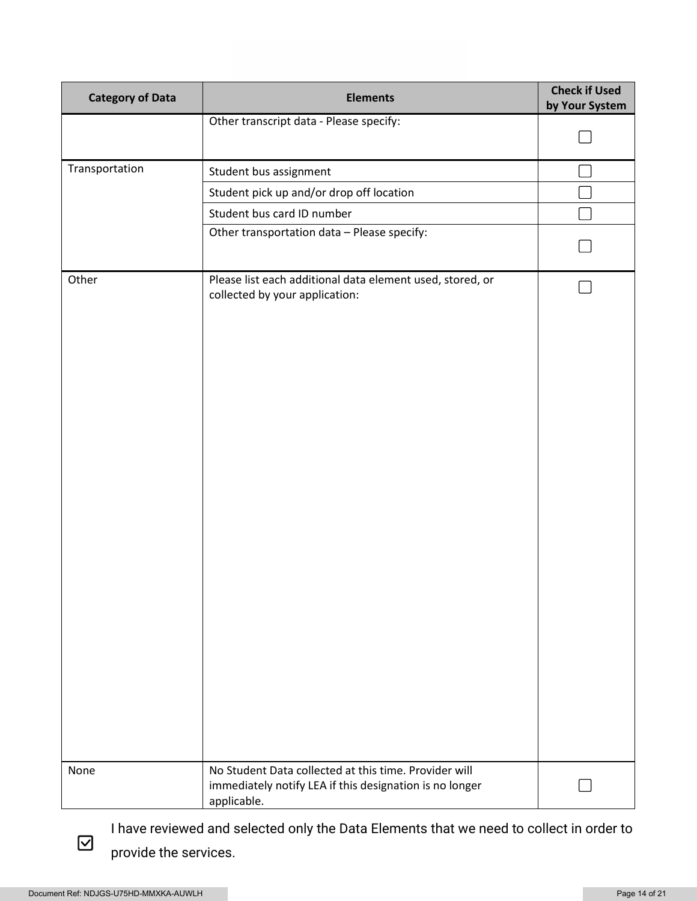| Category of Data | Elements | Check if Used by Your System |
|---|---|---|
| | Other transcript data - Please specify: | ☐ |
| Transportation | Student bus assignment | ☐ |
| | Student pick up and/or drop off location | ☐ |
| | Student bus card ID number | ☐ |
| | Other transportation data – Please specify: | ☐ |
| Other | Please list each additional data element used, stored, or collected by your application: | ☐ |
| None | No Student Data collected at this time. Provider will immediately notify LEA if this designation is no longer applicable. | ☐ |

☑ I have reviewed and selected only the Data Elements that we need to collect in order to provide the services.

Document Ref: NDJGS-U75HD-MMXKA-AUWLH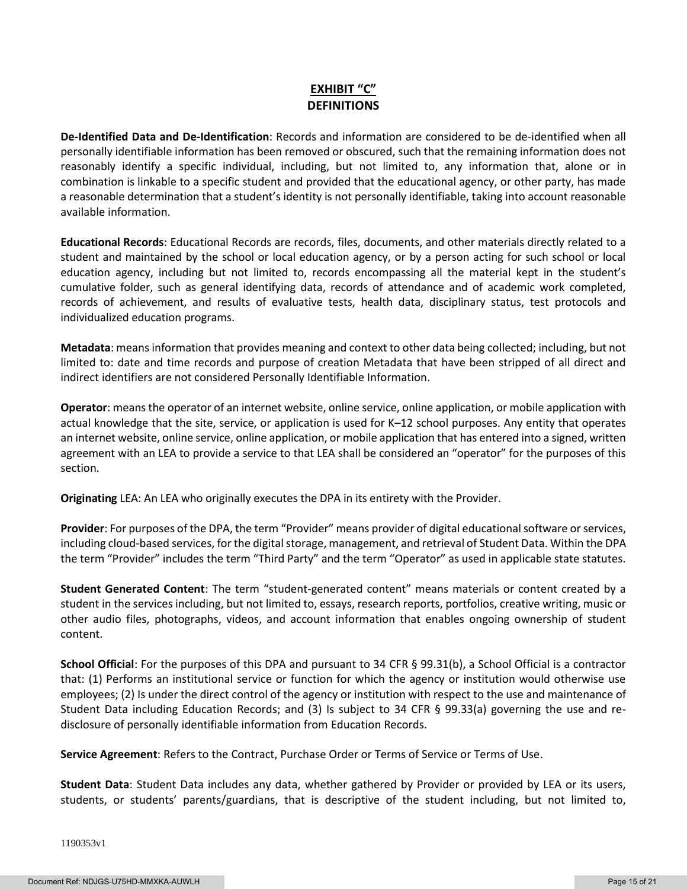# EXHIBIT "C"
## DEFINITIONS

**De-Identified Data and De-Identification**: Records and information are considered to be de-identified when all personally identifiable information has been removed or obscured, such that the remaining information does not reasonably identify a specific individual, including, but not limited to, any information that, alone or in combination is linkable to a specific student and provided that the educational agency, or other party, has made a reasonable determination that a student's identity is not personally identifiable, taking into account reasonable available information.

**Educational Records**: Educational Records are records, files, documents, and other materials directly related to a student and maintained by the school or local education agency, or by a person acting for such school or local education agency, including but not limited to, records encompassing all the material kept in the student's cumulative folder, such as general identifying data, records of attendance and of academic work completed, records of achievement, and results of evaluative tests, health data, disciplinary status, test protocols and individualized education programs.

**Metadata**: means information that provides meaning and context to other data being collected; including, but not limited to: date and time records and purpose of creation Metadata that have been stripped of all direct and indirect identifiers are not considered Personally Identifiable Information.

**Operator**: means the operator of an internet website, online service, online application, or mobile application with actual knowledge that the site, service, or application is used for K–12 school purposes. Any entity that operates an internet website, online service, online application, or mobile application that has entered into a signed, written agreement with an LEA to provide a service to that LEA shall be considered an "operator" for the purposes of this section.

**Originating** LEA: An LEA who originally executes the DPA in its entirety with the Provider.

**Provider**: For purposes of the DPA, the term "Provider" means provider of digital educational software or services, including cloud-based services, for the digital storage, management, and retrieval of Student Data. Within the DPA the term "Provider" includes the term "Third Party" and the term "Operator" as used in applicable state statutes.

**Student Generated Content**: The term "student-generated content" means materials or content created by a student in the services including, but not limited to, essays, research reports, portfolios, creative writing, music or other audio files, photographs, videos, and account information that enables ongoing ownership of student content.

**School Official**: For the purposes of this DPA and pursuant to 34 CFR § 99.31(b), a School Official is a contractor that: (1) Performs an institutional service or function for which the agency or institution would otherwise use employees; (2) Is under the direct control of the agency or institution with respect to the use and maintenance of Student Data including Education Records; and (3) Is subject to 34 CFR § 99.33(a) governing the use and re-disclosure of personally identifiable information from Education Records.

**Service Agreement**: Refers to the Contract, Purchase Order or Terms of Service or Terms of Use.

**Student Data**: Student Data includes any data, whether gathered by Provider or provided by LEA or its users, students, or students' parents/guardians, that is descriptive of the student including, but not limited to,

1190353v1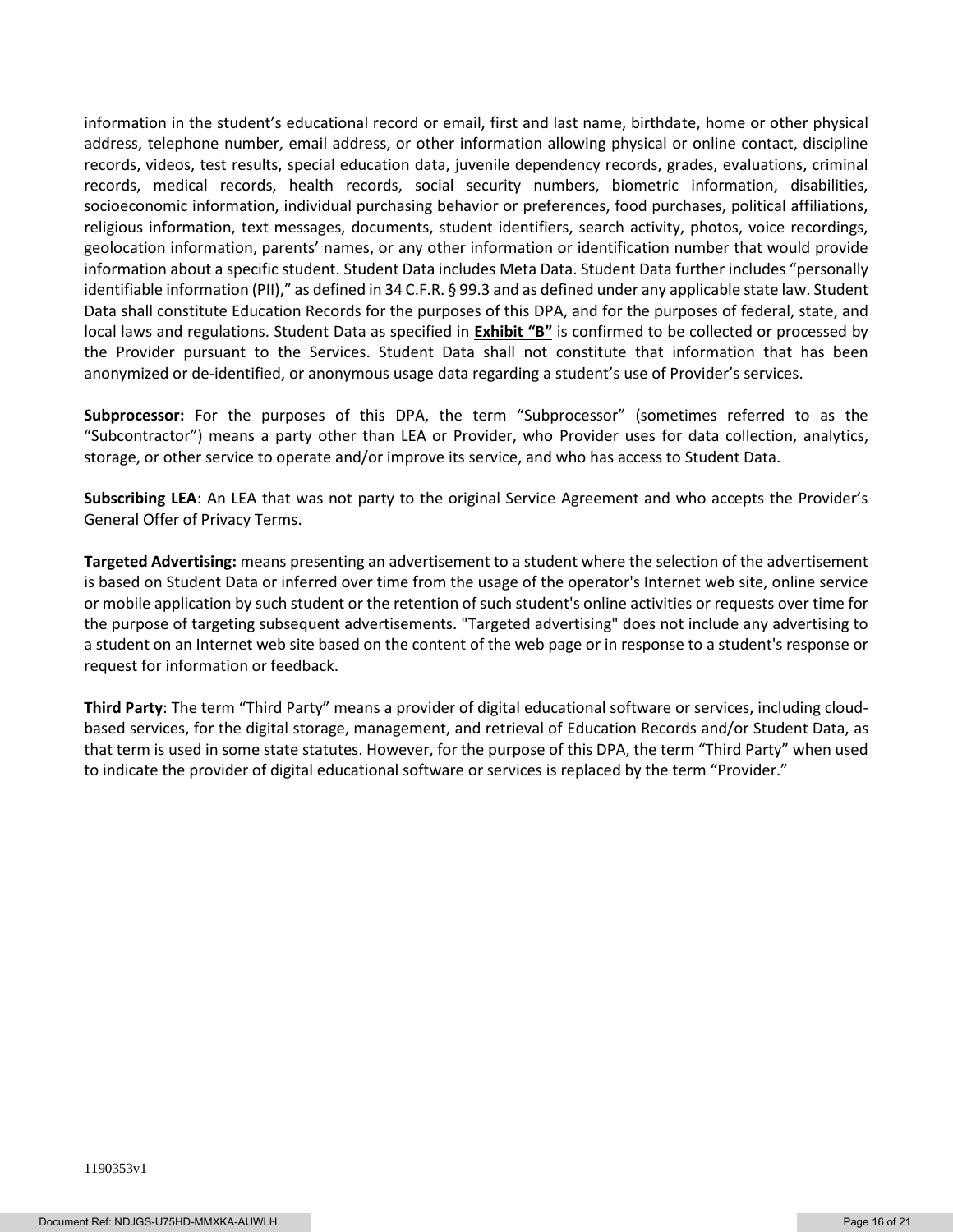information in the student's educational record or email, first and last name, birthdate, home or other physical address, telephone number, email address, or other information allowing physical or online contact, discipline records, videos, test results, special education data, juvenile dependency records, grades, evaluations, criminal records, medical records, health records, social security numbers, biometric information, disabilities, socioeconomic information, individual purchasing behavior or preferences, food purchases, political affiliations, religious information, text messages, documents, student identifiers, search activity, photos, voice recordings, geolocation information, parents' names, or any other information or identification number that would provide information about a specific student. Student Data includes Meta Data. Student Data further includes "personally identifiable information (PII)," as defined in 34 C.F.R. § 99.3 and as defined under any applicable state law. Student Data shall constitute Education Records for the purposes of this DPA, and for the purposes of federal, state, and local laws and regulations. Student Data as specified in **Exhibit "B"** is confirmed to be collected or processed by the Provider pursuant to the Services. Student Data shall not constitute that information that has been anonymized or de-identified, or anonymous usage data regarding a student's use of Provider's services.

**Subprocessor:** For the purposes of this DPA, the term "Subprocessor" (sometimes referred to as the "Subcontractor") means a party other than LEA or Provider, who Provider uses for data collection, analytics, storage, or other service to operate and/or improve its service, and who has access to Student Data.

**Subscribing LEA**: An LEA that was not party to the original Service Agreement and who accepts the Provider's General Offer of Privacy Terms.

**Targeted Advertising:** means presenting an advertisement to a student where the selection of the advertisement is based on Student Data or inferred over time from the usage of the operator's Internet web site, online service or mobile application by such student or the retention of such student's online activities or requests over time for the purpose of targeting subsequent advertisements. "Targeted advertising" does not include any advertising to a student on an Internet web site based on the content of the web page or in response to a student's response or request for information or feedback.

**Third Party**: The term "Third Party" means a provider of digital educational software or services, including cloud-based services, for the digital storage, management, and retrieval of Education Records and/or Student Data, as that term is used in some state statutes. However, for the purpose of this DPA, the term "Third Party" when used to indicate the provider of digital educational software or services is replaced by the term "Provider."

1190353v1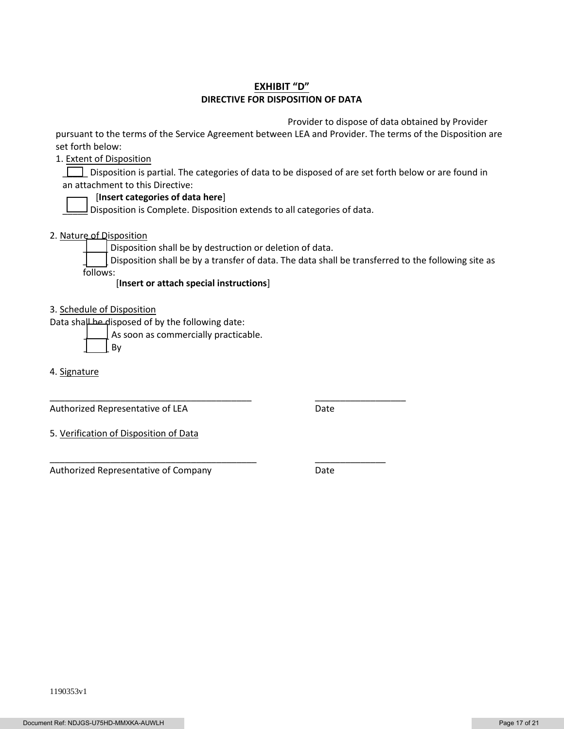## EXHIBIT "D"

### DIRECTIVE FOR DISPOSITION OF DATA

Provider to dispose of data obtained by Provider pursuant to the terms of the Service Agreement between LEA and Provider. The terms of the Disposition are set forth below:

1. Extent of Disposition

☐ Disposition is partial. The categories of data to be disposed of are set forth below or are found in an attachment to this Directive:

[**Insert categories of data here**]

☐ Disposition is Complete. Disposition extends to all categories of data.

2. Nature of Disposition

☐ Disposition shall be by destruction or deletion of data.

☐ Disposition shall be by a transfer of data. The data shall be transferred to the following site as follows:

[**Insert or attach special instructions**]

3. Schedule of Disposition

Data shall be disposed of by the following date:

☐ As soon as commercially practicable.

☐ By

4. Signature

\_\_\_\_\_\_\_\_\_\_\_\_\_\_\_\_\_\_\_\_\_\_\_\_\_\_\_\_\_\_\_\_\_\_\_\_\_\_\_\_ \_\_\_\_\_\_\_\_\_\_\_\_\_\_\_\_\_\_

Authorized Representative of LEA Date

5. Verification of Disposition of Data

\_\_\_\_\_\_\_\_\_\_\_\_\_\_\_\_\_\_\_\_\_\_\_\_\_\_\_\_\_\_\_\_\_\_\_\_\_\_\_\_ \_\_\_\_\_\_\_\_\_\_\_\_\_\_

Authorized Representative of Company Date

1190353v1

Document Ref: NDJGS-U75HD-MMXKA-AUWLH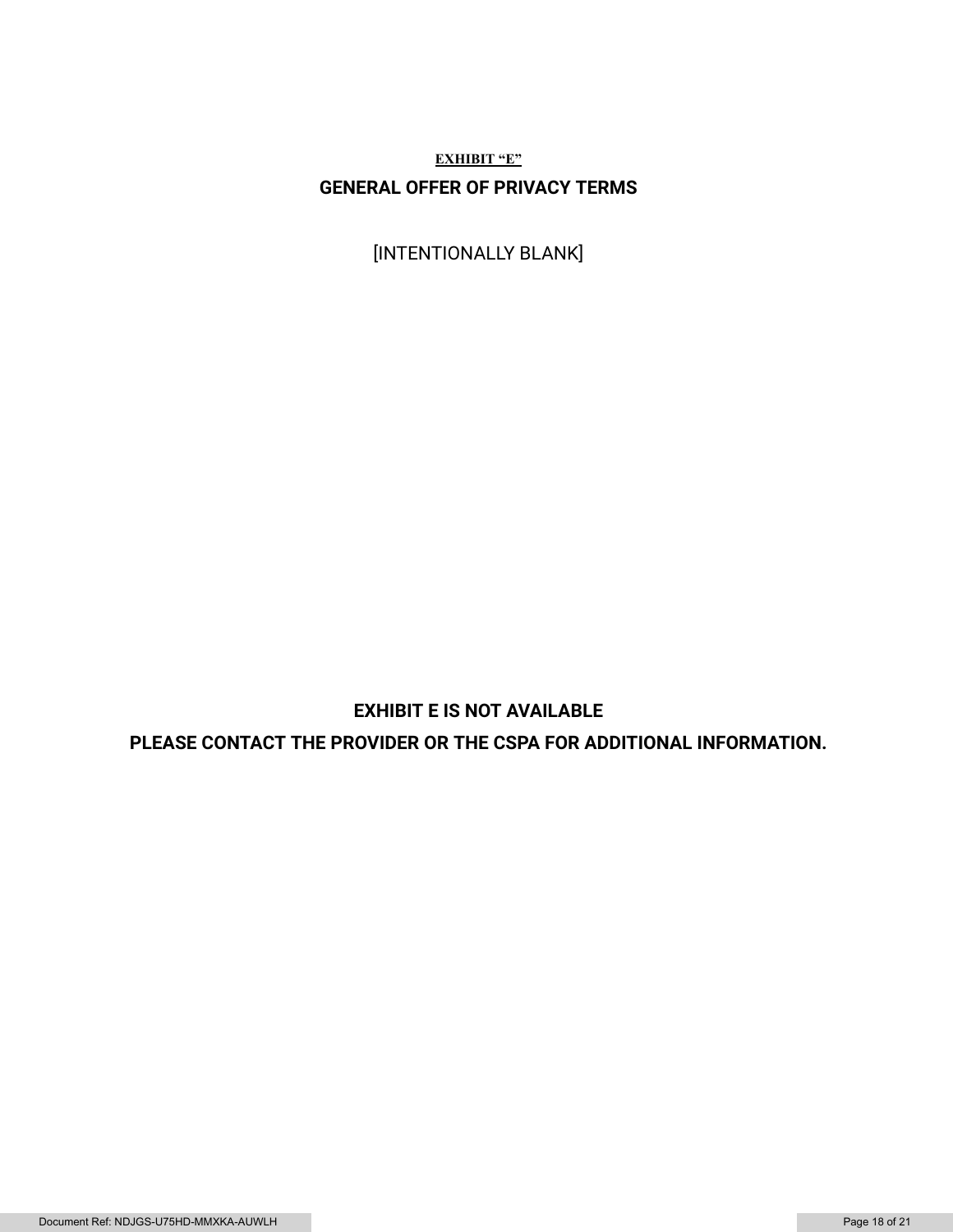**EXHIBIT "E"**

## GENERAL OFFER OF PRIVACY TERMS

[INTENTIONALLY BLANK]

**EXHIBIT E IS NOT AVAILABLE**

**PLEASE CONTACT THE PROVIDER OR THE CSPA FOR ADDITIONAL INFORMATION.**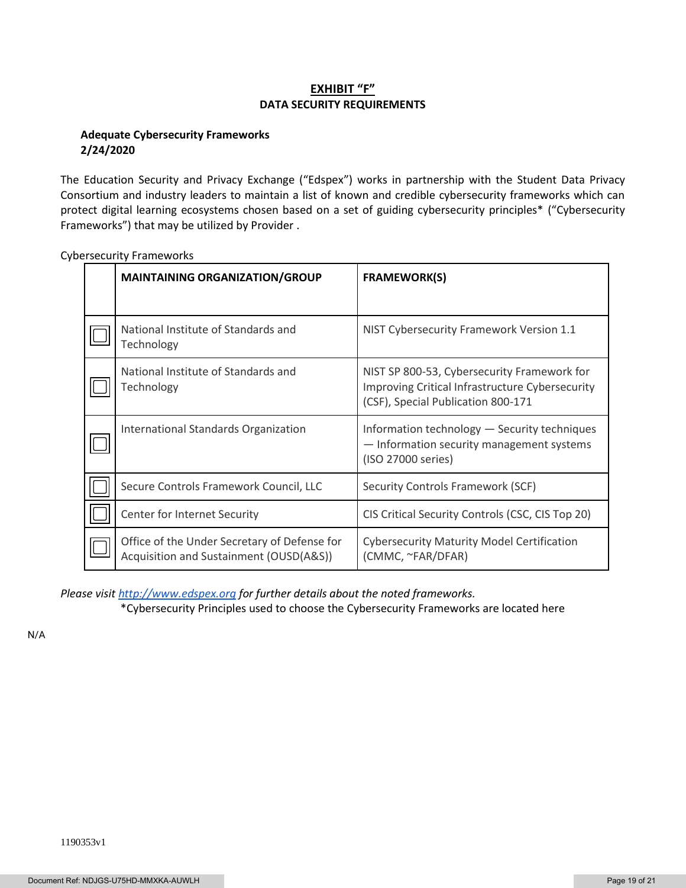# EXHIBIT "F"

## DATA SECURITY REQUIREMENTS

**Adequate Cybersecurity Frameworks**
**2/24/2020**

The Education Security and Privacy Exchange ("Edspex") works in partnership with the Student Data Privacy Consortium and industry leaders to maintain a list of known and credible cybersecurity frameworks which can protect digital learning ecosystems chosen based on a set of guiding cybersecurity principles* ("Cybersecurity Frameworks") that may be utilized by Provider .

Cybersecurity Frameworks

| | MAINTAINING ORGANIZATION/GROUP | FRAMEWORK(S) |
|---|---|---|
| ☐ | National Institute of Standards and Technology | NIST Cybersecurity Framework Version 1.1 |
| ☐ | National Institute of Standards and Technology | NIST SP 800-53, Cybersecurity Framework for Improving Critical Infrastructure Cybersecurity (CSF), Special Publication 800-171 |
| ☐ | International Standards Organization | Information technology — Security techniques — Information security management systems (ISO 27000 series) |
| ☐ | Secure Controls Framework Council, LLC | Security Controls Framework (SCF) |
| ☐ | Center for Internet Security | CIS Critical Security Controls (CSC, CIS Top 20) |
| ☐ | Office of the Under Secretary of Defense for Acquisition and Sustainment (OUSD(A&S)) | Cybersecurity Maturity Model Certification (CMMC, ~FAR/DFAR) |

*Please visit [http://www.edspex.org](http://www.edspex.org) for further details about the noted frameworks.*

*Cybersecurity Principles used to choose the Cybersecurity Frameworks are located here

N/A

1190353v1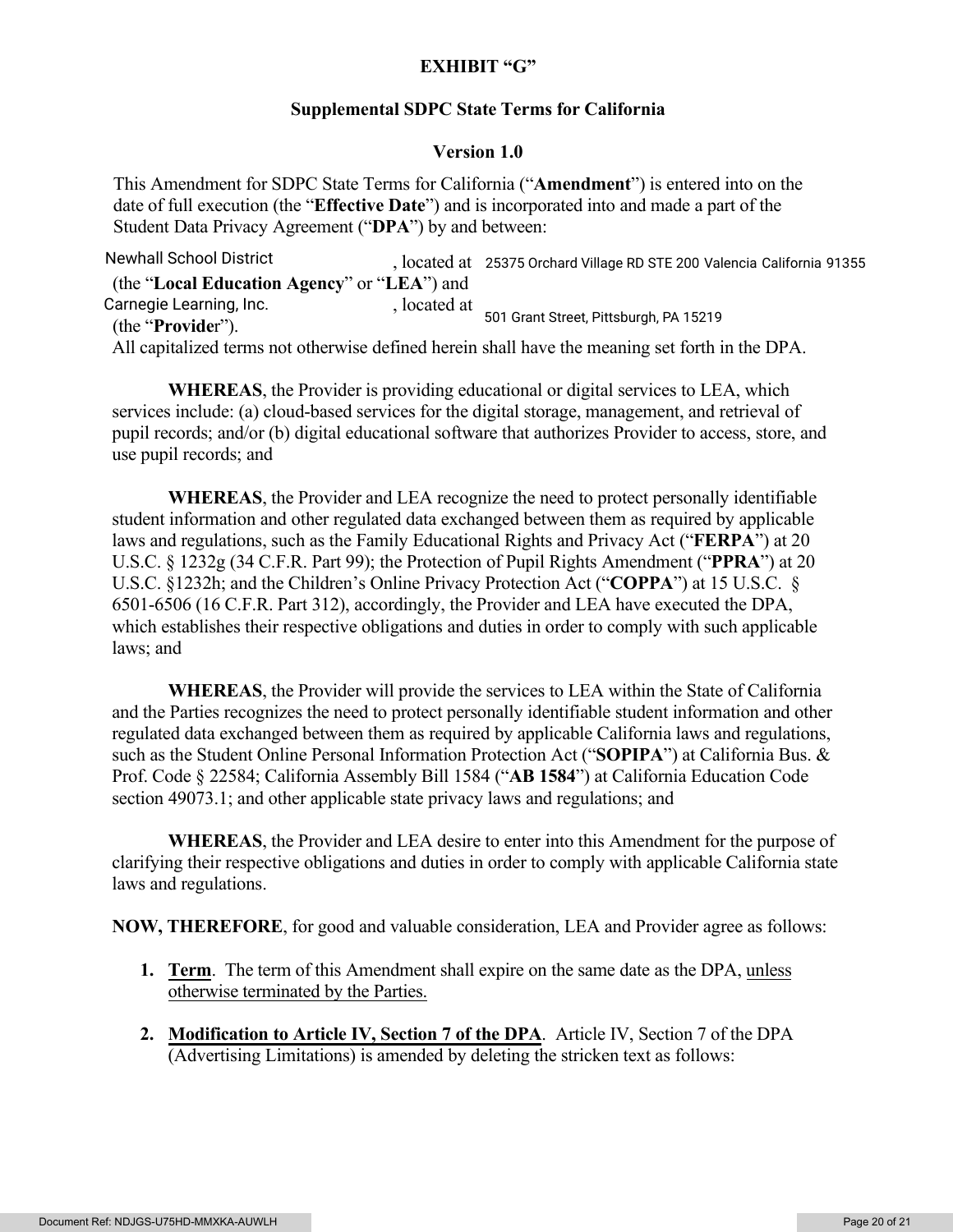**EXHIBIT "G"**

**Supplemental SDPC State Terms for California**

**Version 1.0**

This Amendment for SDPC State Terms for California ("**Amendment**") is entered into on the date of full execution (the "**Effective Date**") and is incorporated into and made a part of the Student Data Privacy Agreement ("**DPA**") by and between:

Newhall School District, located at 25375 Orchard Village RD STE 200 Valencia California 91355 (the "**Local Education Agency**" or "**LEA**") and Carnegie Learning, Inc., located at 501 Grant Street, Pittsburgh, PA 15219 (the "**Provider**").

All capitalized terms not otherwise defined herein shall have the meaning set forth in the DPA.

**WHEREAS**, the Provider is providing educational or digital services to LEA, which services include: (a) cloud-based services for the digital storage, management, and retrieval of pupil records; and/or (b) digital educational software that authorizes Provider to access, store, and use pupil records; and

**WHEREAS**, the Provider and LEA recognize the need to protect personally identifiable student information and other regulated data exchanged between them as required by applicable laws and regulations, such as the Family Educational Rights and Privacy Act ("**FERPA**") at 20 U.S.C. § 1232g (34 C.F.R. Part 99); the Protection of Pupil Rights Amendment ("**PPRA**") at 20 U.S.C. §1232h; and the Children's Online Privacy Protection Act ("**COPPA**") at 15 U.S.C. § 6501-6506 (16 C.F.R. Part 312), accordingly, the Provider and LEA have executed the DPA, which establishes their respective obligations and duties in order to comply with such applicable laws; and

**WHEREAS**, the Provider will provide the services to LEA within the State of California and the Parties recognizes the need to protect personally identifiable student information and other regulated data exchanged between them as required by applicable California laws and regulations, such as the Student Online Personal Information Protection Act ("**SOPIPA**") at California Bus. & Prof. Code § 22584; California Assembly Bill 1584 ("**AB 1584**") at California Education Code section 49073.1; and other applicable state privacy laws and regulations; and

**WHEREAS**, the Provider and LEA desire to enter into this Amendment for the purpose of clarifying their respective obligations and duties in order to comply with applicable California state laws and regulations.

**NOW, THEREFORE**, for good and valuable consideration, LEA and Provider agree as follows:

1. **Term**. The term of this Amendment shall expire on the same date as the DPA, unless otherwise terminated by the Parties.

2. **Modification to Article IV, Section 7 of the DPA**. Article IV, Section 7 of the DPA (Advertising Limitations) is amended by deleting the stricken text as follows: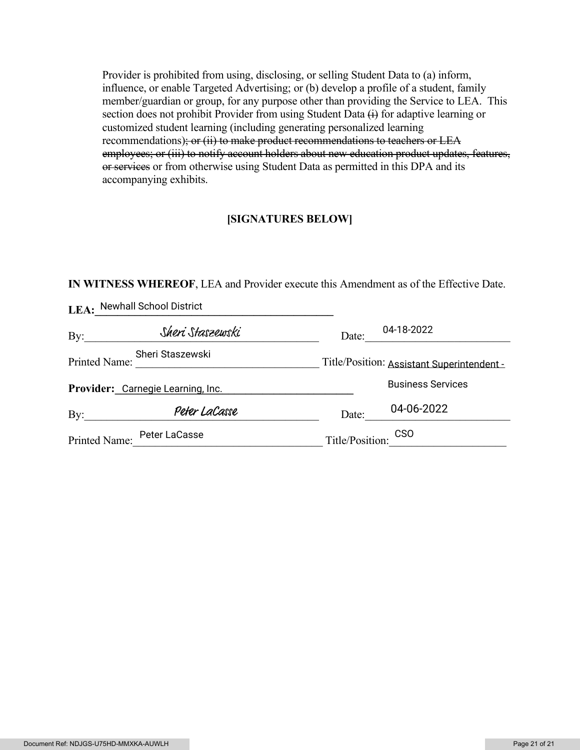Provider is prohibited from using, disclosing, or selling Student Data to (a) inform, influence, or enable Targeted Advertising; or (b) develop a profile of a student, family member/guardian or group, for any purpose other than providing the Service to LEA. This section does not prohibit Provider from using Student Data ~~(i)~~ for adaptive learning or customized student learning (including generating personalized learning recommendations)~~; or (ii) to make product recommendations to teachers or LEA employees; or (iii) to notify account holders about new education product updates, features, or services~~ or from otherwise using Student Data as permitted in this DPA and its accompanying exhibits.

**[SIGNATURES BELOW]**

**IN WITNESS WHEREOF**, LEA and Provider execute this Amendment as of the Effective Date.

**LEA:** Newhall School District

By: *Sheri Staszewski* Date: 04-18-2022

Printed Name: Sheri Staszewski Title/Position: Assistant Superintendent - Business Services

**Provider:** Carnegie Learning, Inc.

By: *Peter LaCasse* Date: 04-06-2022

Printed Name: Peter LaCasse Title/Position: CSO